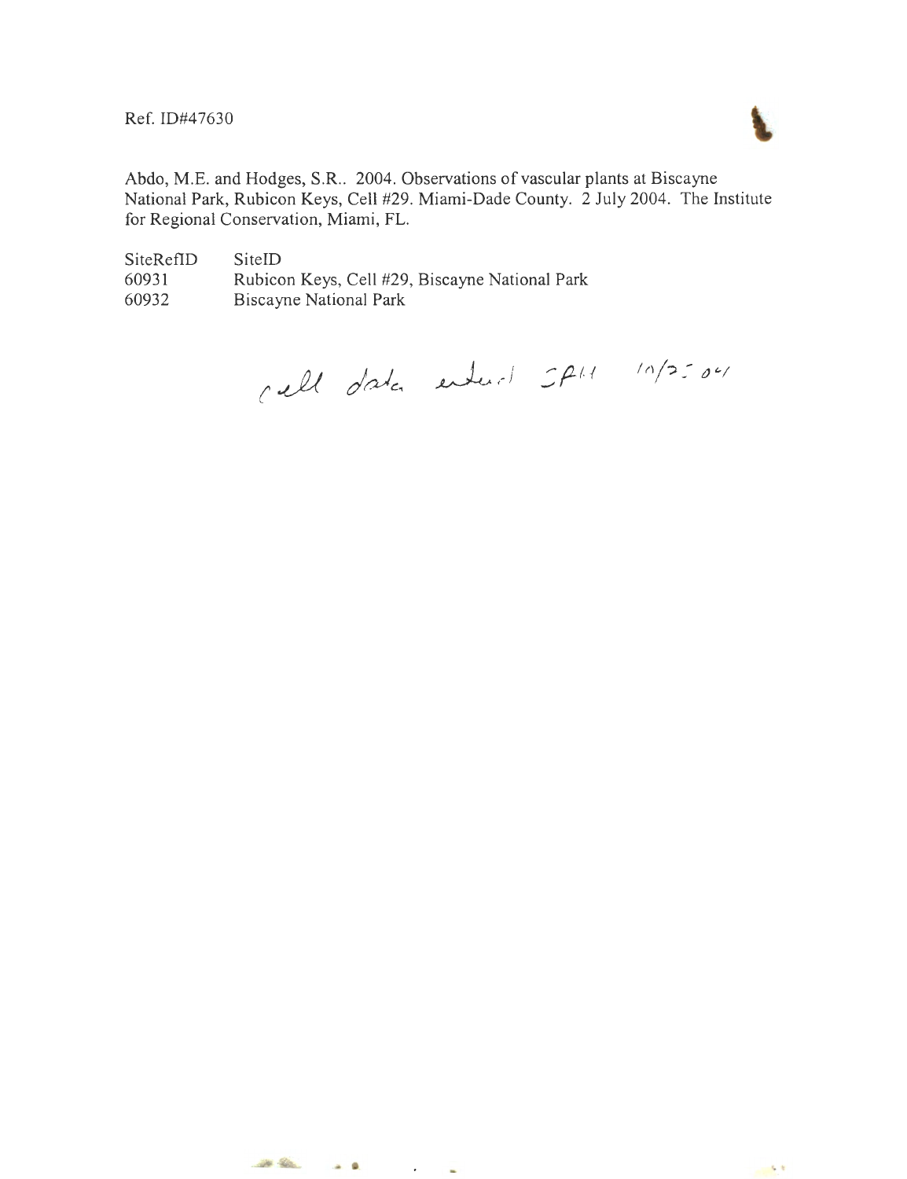Ref. ID#47630

Abdo, M.E. and Hodges, S.R.. 2004. Observations of vascular plants at Biscayne National Park, Rubicon Keys, Cell #29. Miami-Dade County. 2 July 2004. The Institute for Regional Conservation, Miami, FL.

| SiteRefID | SiteID |
|---|---|
| 60931 | Rubicon Keys, Cell #29, Biscayne National Park |
| 60932 | Biscayne National Park |

cell data entered SRH 10/25/04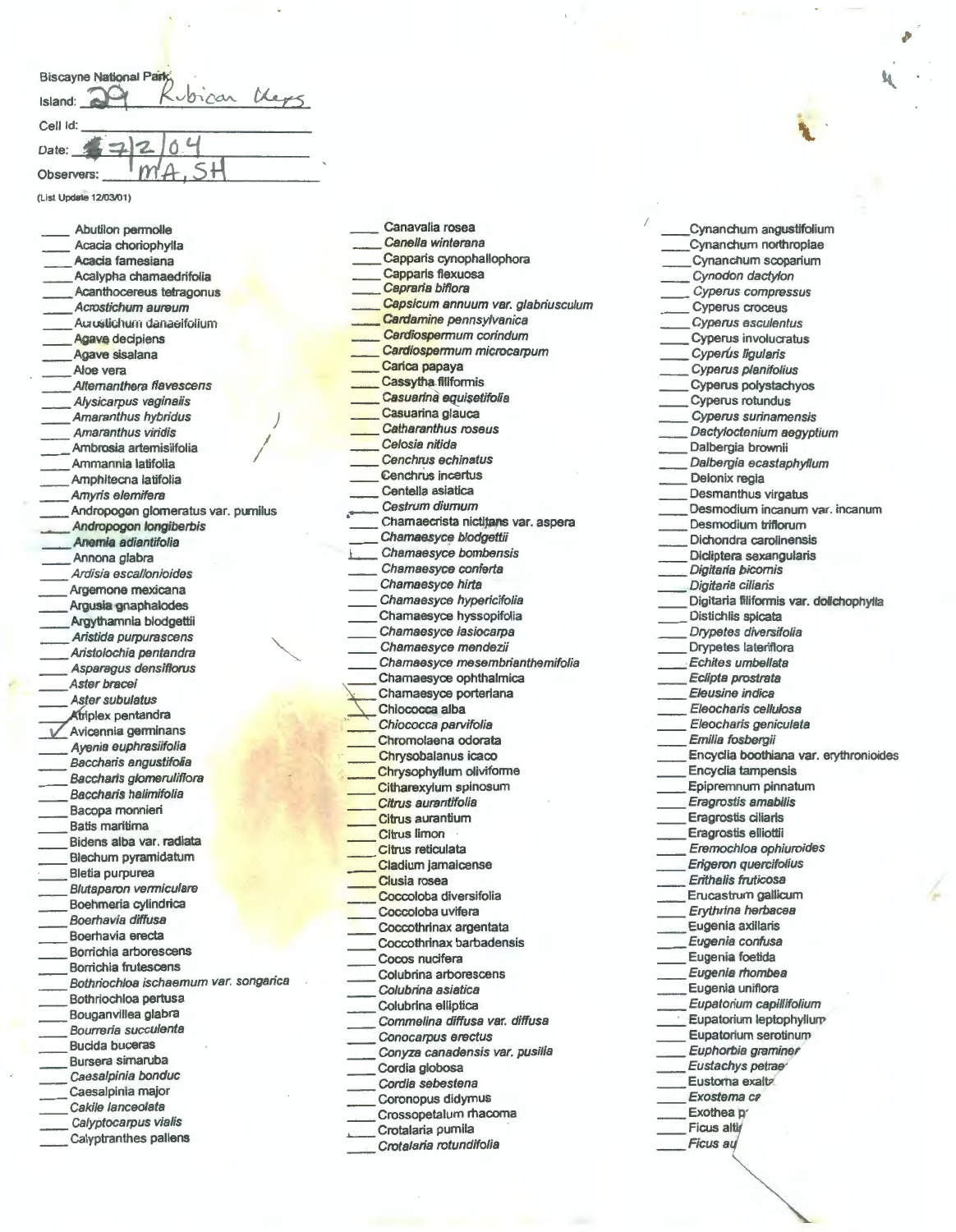Biscayne National Park

Island: 29 Rubicon Keys

Cell Id: ____________________

Date: 7/2/04

Observers: MA, SH

(List Update 12/03/01)

- ____ Abutilon permolle
- ____ Acacia choriophylla
- ____ Acacia farnesiana
- ____ Acalypha chamaedrifolia
- ____ Acanthocereus tetragonus
- ____ *Acrostichum aureum*
- ____ Acrostichum danaeifolium
- ____ Agave decipiens
- ____ Agave sisalana
- ____ Aloe vera
- ____ *Alternanthera flavescens*
- ____ *Alysicarpus vaginalis*
- ____ *Amaranthus hybridus*
- ____ *Amaranthus viridis*
- ____ Ambrosia artemisiifolia
- ____ Ammannia latifolia
- ____ Amphitecna latifolia
- ____ *Amyris elemifera*
- ____ Andropogon glomeratus var. pumilus
- ____ Andropogon longiberbis
- ____ Anemia adiantifolia
- ____ Annona glabra
- ____ *Ardisia escallonioides*
- ____ Argemone mexicana
- ____ Argusia gnaphalodes
- ____ Argythamnia blodgettii
- ____ *Aristida purpurascens*
- ____ *Aristolochia pentandra*
- ____ *Asparagus densiflorus*
- ____ *Aster bracei*
- ____ *Aster subulatus*
- ____ Atriplex pentandra
- ✓ Avicennia germinans
- ____ *Ayenia euphrasiifolia*
- ____ *Baccharis angustifolia*
- ____ *Baccharis glomeruliflora*
- ____ *Baccharis halimifolia*
- ____ Bacopa monnieri
- ____ Batis maritima
- ____ Bidens alba var. radiata
- ____ Blechum pyramidatum
- ____ Bletia purpurea
- ____ *Blutaparon vermiculare*
- ____ Boehmeria cylindrica
- ____ *Boerhavia diffusa*
- ____ Boerhavia erecta
- ____ Borrichia arborescens
- ____ Borrichia frutescens
- ____ *Bothriochloa ischaemum var. songarica*
- ____ Bothriochloa pertusa
- ____ Bouganvillea glabra
- ____ *Bourreria succulenta*
- ____ Bucida buceras
- ____ Bursera simaruba
- ____ *Caesalpinia bonduc*
- ____ Caesalpinia major
- ____ *Cakile lanceolata*
- ____ *Calyptocarpus vialis*
- ____ Calyptranthes pallens
- ____ Canavalia rosea
- ____ *Canella winterana*
- ____ Capparis cynophallophora
- ____ Capparis flexuosa
- ____ *Capraria biflora*
- ____ *Capsicum annuum var. glabriusculum*
- ____ *Cardamine pennsylvanica*
- ____ *Cardiospermum corindum*
- ____ *Cardiospermum microcarpum*
- ____ Carica papaya
- ____ Cassytha filiformis
- ____ *Casuarina equisetifolia*
- ____ Casuarina glauca
- ____ *Catharanthus roseus*
- ____ *Celosia nitida*
- ____ *Cenchrus echinatus*
- ____ Cenchrus incertus
- ____ Centella asiatica
- ____ *Cestrum diurnum*
- ____ Chamaecrista nictitans var. aspera
- ____ *Chamaesyce blodgettii*
- ____ *Chamaesyce bombensis*
- ____ *Chamaesyce conferta*
- ____ *Chamaesyce hirta*
- ____ *Chamaesyce hypericifolia*
- ____ Chamaesyce hyssopifolia
- ____ *Chamaesyce lasiocarpa*
- ____ *Chamaesyce mendezii*
- ____ *Chamaesyce mesembrianthemifolia*
- ____ Chamaesyce ophthalmica
- ____ Chamaesyce porteriana
- ____ Chiococca alba
- ____ *Chiococca parvifolia*
- ____ Chromolaena odorata
- ____ Chrysobalanus icaco
- ____ Chrysophyllum oliviforme
- ____ Citharexylum spinosum
- ____ *Citrus aurantifolia*
- ____ Citrus aurantium
- ____ Citrus limon
- ____ Citrus reticulata
- ____ Cladium jamaicense
- ____ Clusia rosea
- ____ Coccoloba diversifolia
- ____ Coccoloba uvifera
- ____ Coccothrinax argentata
- ____ Coccothrinax barbadensis
- ____ Cocos nucifera
- ____ Colubrina arborescens
- ____ *Colubrina asiatica*
- ____ Colubrina elliptica
- ____ *Commelina diffusa var. diffusa*
- ____ *Conocarpus erectus*
- ____ *Conyza canadensis var. pusilla*
- ____ Cordia globosa
- ____ *Cordia sebestena*
- ____ Coronopus didymus
- ____ Crossopetalum rhacoma
- ____ Crotalaria pumila
- ____ *Crotalaria rotundifolia*
- ____ Cynanchum angustifolium
- ____ Cynanchum northropiae
- ____ Cynanchum scoparium
- ____ *Cynodon dactylon*
- ____ *Cyperus compressus*
- ____ Cyperus croceus
- ____ *Cyperus esculentus*
- ____ Cyperus involucratus
- ____ *Cyperus ligularis*
- ____ *Cyperus planifolius*
- ____ Cyperus polystachyos
- ____ Cyperus rotundus
- ____ *Cyperus surinamensis*
- ____ *Dactyloctenium aegyptium*
- ____ Dalbergia brownii
- ____ *Dalbergia ecastaphyllum*
- ____ Delonix regia
- ____ Desmanthus virgatus
- ____ Desmodium incanum var. incanum
- ____ Desmodium triflorum
- ____ Dichondra carolinensis
- ____ Dicliptera sexangularis
- ____ *Digitaria bicornis*
- ____ *Digitaria ciliaris*
- ____ Digitaria filiformis var. dolichophylla
- ____ Distichlis spicata
- ____ *Drypetes diversifolia*
- ____ Drypetes lateriflora
- ____ *Echites umbellata*
- ____ *Eclipta prostrata*
- ____ *Eleusine indica*
- ____ *Eleocharis cellulosa*
- ____ *Eleocharis geniculata*
- ____ *Emilia fosbergii*
- ____ Encyclia boothiana var. erythronioides
- ____ Encyclia tampensis
- ____ Epipremnum pinnatum
- ____ *Eragrostis amabilis*
- ____ Eragrostis ciliaris
- ____ Eragrostis elliottii
- ____ *Eremochloa ophiuroides*
- ____ *Erigeron quercifolius*
- ____ *Erithalis fruticosa*
- ____ Erucastrum gallicum
- ____ *Erythrina herbacea*
- ____ Eugenia axillaris
- ____ *Eugenia confusa*
- ____ Eugenia foetida
- ____ *Eugenia rhombea*
- ____ Eugenia uniflora
- ____ *Eupatorium capillifolium*
- ____ Eupatorium leptophyllum
- ____ Eupatorium serotinum
- ____ *Euphorbia graminea*
- ____ *Eustachys petraea*
- ____ Eustoma exalt
- ____ *Exostema ca*
- ____ Exothea p
- ____ Ficus alti
- ____ *Ficus au*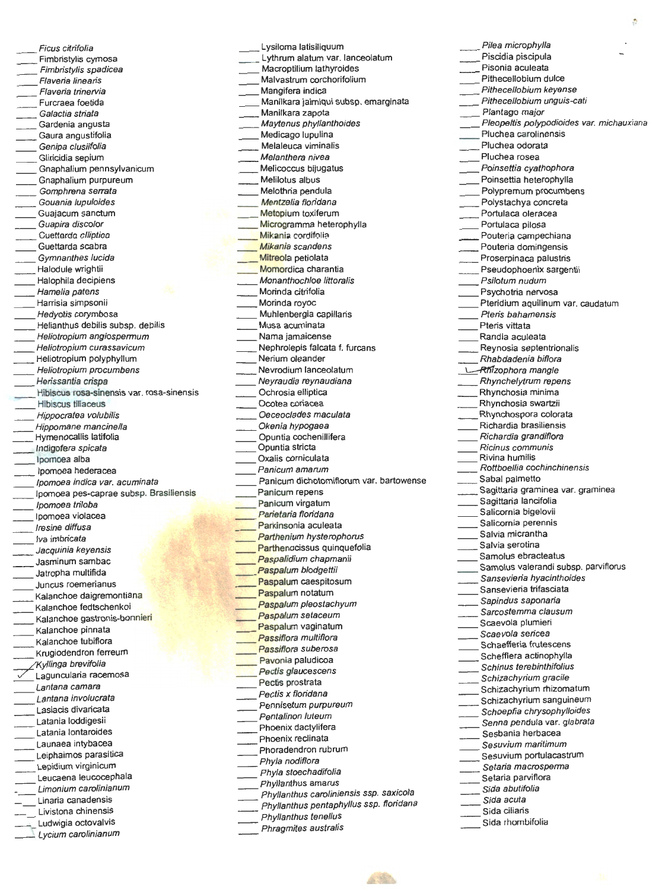- ____ *Ficus citrifolia*
- ____ Fimbristylis cymosa
- ____ *Fimbristylis spadicea*
- ____ *Flaveria linearis*
- ____ *Flaveria trinervia*
- ____ Furcraea foetida
- ____ *Galactia striata*
- ____ Gardenia angusta
- ____ Gaura angustifolia
- ____ *Genipa clusiifolia*
- ____ Gliricidia sepium
- ____ Gnaphalium pennsylvanicum
- ____ Gnaphalium purpureum
- ____ *Gomphrena serrata*
- ____ *Gouania lupuloides*
- ____ Guajacum sanctum
- ____ *Guapira discolor*
- ____ *Guettarda elliptica*
- ____ Guettarda scabra
- ____ *Gymnanthes lucida*
- ____ Halodule wrightii
- ____ Halophila decipiens
- ____ *Hamelia patens*
- ____ Harrisia simpsonii
- ____ *Hedyotis corymbosa*
- ____ Helianthus debilis subsp. debilis
- ____ *Heliotropium angiospermum*
- ____ *Heliotropium curassavicum*
- ____ Heliotropium polyphyllum
- ____ *Heliotropium procumbens*
- ____ *Herissantia crispa*
- ____ Hibiscus rosa-sinensis var. rosa-sinensis
- ____ Hibiscus tiliaceus
- ____ *Hippocratea volubilis*
- ____ *Hippomane mancinella*
- ____ Hymenocallis latifolia
- ____ *Indigofera spicata*
- ____ Ipomoea alba
- ____ Ipomoea hederacea
- ____ *Ipomoea indica var. acuminata*
- ____ Ipomoea pes-caprae subsp. Brasiliensis
- ____ *Ipomoea triloba*
- ____ Ipomoea violacea
- ____ *Iresine diffusa*
- ____ *Iva imbricata*
- ____ *Jacquinia keyensis*
- ____ Jasminum sambac
- ____ Jatropha multifida
- ____ Juncus roemerianus
- ____ Kalanchoe daigremontiana
- ____ Kalanchoe fedtschenkoi
- ____ Kalanchoe gastronis-bonnieri
- ____ Kalanchoe pinnata
- ____ Kalanchoe tubiflora
- ____ Krugiodendron ferreum
- ____ *Kyllinga brevifolia*
- ✓ Laguncularia racemosa
- ____ *Lantana camara*
- ____ *Lantana involucrata*
- ____ Lasiacis divaricata
- ____ Latania loddigesii
- ____ Latania lontaroides
- ____ Launaea intybacea
- ____ Leiphaimos parasitica
- ____ Lepidium virginicum
- ____ Leucaena leucocephala
- ____ *Limonium carolinianum*
- ____ Linaria canadensis
- ____ Livistona chinensis
- ____ Ludwigia octovalvis
- ____ *Lycium carolinianum*
- ____ Lysiloma latisiliquum
- ____ Lythrum alatum var. lanceolatum
- ____ Macroptilium lathyroides
- ____ Malvastrum corchorifolium
- ____ Mangifera indica
- ____ Manilkara jaimiqui subsp. emarginata
- ____ Manilkara zapota
- ____ *Maytenus phyllanthoides*
- ____ Medicago lupulina
- ____ Melaleuca viminalis
- ____ *Melanthera nivea*
- ____ Melicoccus bijugatus
- ____ Melilotus albus
- ____ Melothria pendula
- ____ *Mentzelia floridana*
- ____ Metopium toxiferum
- ____ Microgramma heterophylla
- ____ Mikania cordifolia
- ____ *Mikania scandens*
- ____ Mitreola petiolata
- ____ Momordica charantia
- ____ *Monanthochloe littoralis*
- ____ Morinda citrifolia
- ____ Morinda royoc
- ____ Muhlenbergia capillaris
- ____ Musa acuminata
- ____ Nama jamaicense
- ____ Nephrolepis falcata f. furcans
- ____ Nerium oleander
- ____ Nevrodium lanceolatum
- ____ *Neyraudia reynaudiana*
- ____ Ochrosia elliptica
- ____ Ocotea coriacea
- ____ *Oeceoclades maculata*
- ____ *Okenia hypogaea*
- ____ Opuntia cochenillifera
- ____ Opuntia stricta
- ____ Oxalis corniculata
- ____ *Panicum amarum*
- ____ Panicum dichotomiflorum var. bartowense
- ____ Panicum repens
- ____ Panicum virgatum
- ____ *Parietaria floridana*
- ____ Parkinsonia aculeata
- ____ *Parthenium hysterophorus*
- ____ Parthenocissus quinquefolia
- ____ *Paspalidium chapmanii*
- ____ *Paspalum blodgettii*
- ____ Paspalum caespitosum
- ____ Paspalum notatum
- ____ *Paspalum pleostachyum*
- ____ *Paspalum setaceum*
- ____ Paspalum vaginatum
- ____ *Passiflora multiflora*
- ____ *Passiflora suberosa*
- ____ Pavonia paludicoa
- ____ *Pectis glaucescens*
- ____ Pectis prostrata
- ____ *Pectis x floridana*
- ____ *Pennisetum purpureum*
- ____ *Pentalinon luteum*
- ____ Phoenix dactylifera
- ____ Phoenix reclinata
- ____ Phoradendron rubrum
- ____ *Phyla nodiflora*
- ____ *Phyla stoechadifolia*
- ____ *Phyllanthus amarus*
- ____ *Phyllanthus caroliniensis ssp. saxicola*
- ____ *Phyllanthus pentaphyllus ssp. floridana*
- ____ *Phyllanthus tenellus*
- ____ *Phragmites australis*
- ____ *Pilea microphylla*
- ____ Piscidia piscipula
- ____ Pisonia aculeata
- ____ Pithecellobium dulce
- ____ *Pithecellobium keyense*
- ____ *Pithecellobium unguis-cati*
- ____ *Plantago major*
- ____ *Pleopeltis polypodioides var. michauxiana*
- ____ Pluchea carolinensis
- ____ Pluchea odorata
- ____ Pluchea rosea
- ____ *Poinsettia cyathophora*
- ____ Poinsettia heterophylla
- ____ Polypremum procumbens
- ____ Polystachya concreta
- ____ Portulaca oleracea
- ____ Portulaca pilosa
- ____ Pouteria campechiana
- ____ Pouteria domingensis
- ____ Proserpinaca palustris
- ____ Pseudophoenix sargentii
- ____ *Psilotum nudum*
- ____ Psychotria nervosa
- ____ Pteridium aquilinum var. caudatum
- ____ *Pteris bahamensis*
- ____ Pteris vittata
- ____ Randia aculeata
- ____ Reynosia septentrionalis
- ____ *Rhabdadenia biflora*
- ✓ *Rhizophora mangle*
- ____ *Rhynchelytrum repens*
- ____ Rhynchosia minima
- ____ Rhynchosia swartzii
- ____ Rhynchospora colorata
- ____ Richardia brasiliensis
- ____ *Richardia grandiflora*
- ____ *Ricinus communis*
- ____ Rivina humilis
- ____ *Rottboellia cochinchinensis*
- ____ Sabal palmetto
- ____ Sagittaria graminea var. graminea
- ____ Sagittaria lancifolia
- ____ Salicornia bigelovii
- ____ Salicornia perennis
- ____ Salvia micrantha
- ____ Salvia serotina
- ____ Samolus ebracteatus
- ____ Samolus valerandi subsp. parviflorus
- ____ *Sansevieria hyacinthoides*
- ____ Sansevieria trifasciata
- ____ *Sapindus saponaria*
- ____ *Sarcostemma clausum*
- ____ Scaevola plumieri
- ____ *Scaevola sericea*
- ____ Schaefferia frutescens
- ____ Schefflera actinophylla
- ____ *Schinus terebinthifolius*
- ____ *Schizachyrium gracile*
- ____ Schizachyrium rhizomatum
- ____ Schizachyrium sanguineum
- ____ *Schoepfia chrysophylloides*
- ____ *Senna pendula var. glabrata*
- ____ Sesbania herbacea
- ____ *Sesuvium maritimum*
- ____ Sesuvium portulacastrum
- ____ *Setaria macrosperma*
- ____ Setaria parviflora
- ____ *Sida abutifolia*
- ____ *Sida acuta*
- ____ Sida ciliaris
- ____ Sida rhombifolia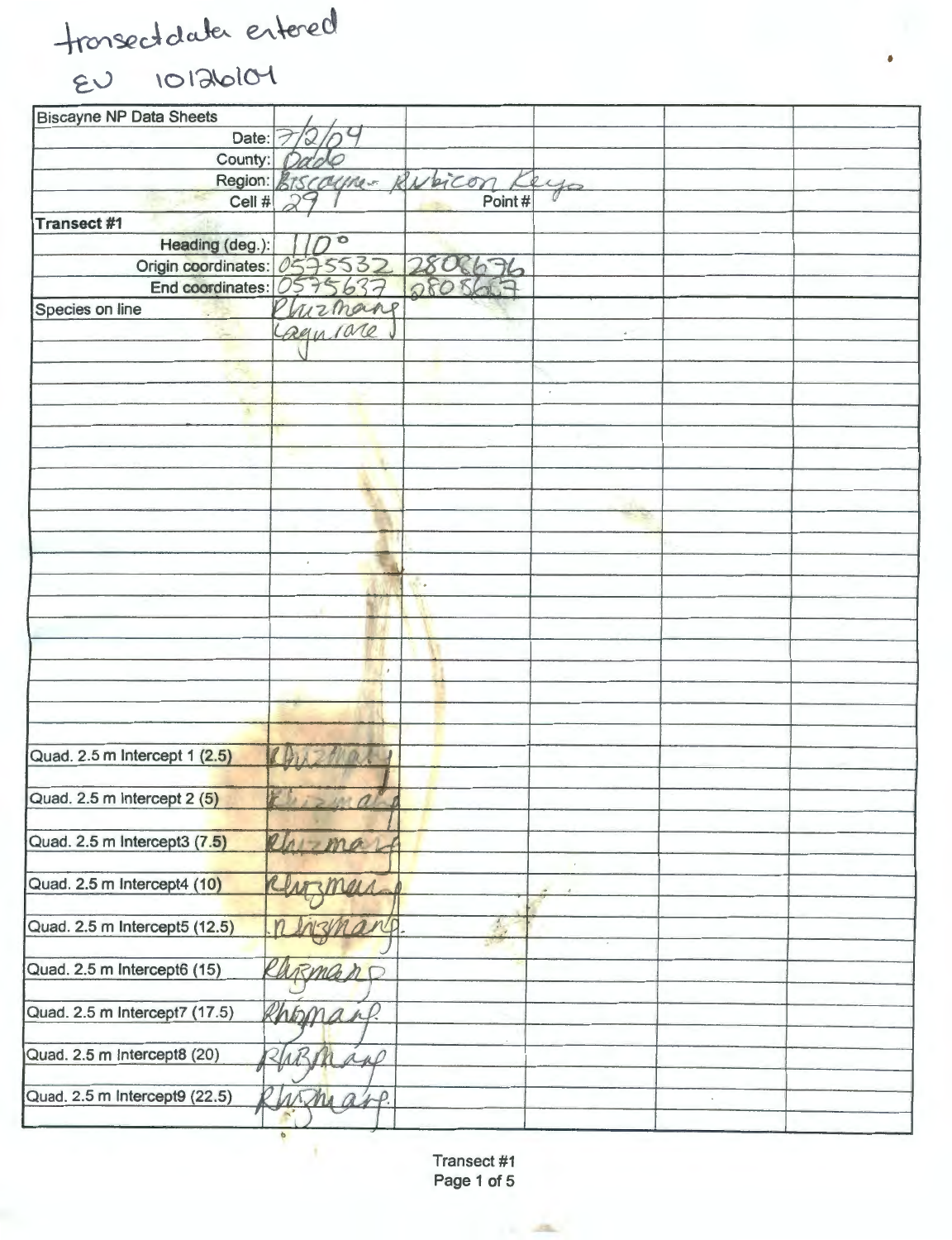transect data entered
EV 10/26/04

| Biscayne NP Data Sheets | | | | | |
|---|---|---|---|---|---|
| Date: | 7/2/04 | | | | |
| County: | Dade | | | | |
| Region: | Biscayne - Rubicon Keys | | | | |
| Cell # | 29 | Point # | | | |
| **Transect #1** | | | | | |
| Heading (deg.): | 110° | | | | |
| Origin coordinates: | 0575532 | 2808676 | | | |
| End coordinates: | 0575637 | 2808627 | | | |
| Species on line | Rhizmang | | | | |
| | Laguncrace | | | | |
| | | | | | |
| | | | | | |
| | | | | | |
| | | | | | |
| | | | | | |
| | | | | | |
| | | | | | |
| | | | | | |
| | | | | | |
| | | | | | |
| | | | | | |
| | | | | | |
| | | | | | |
| | | | | | |
| | | | | | |
| | | | | | |
| | | | | | |
| | | | | | |
| Quad. 2.5 m Intercept 1 (2.5) | Rhizmang | | | | |
| Quad. 2.5 m Intercept 2 (5) | Rhizmang | | | | |
| Quad. 2.5 m Intercept3 (7.5) | Rhizmang | | | | |
| Quad. 2.5 m Intercept4 (10) | Rhizmang | | | | |
| Quad. 2.5 m Intercept5 (12.5) | Rhizmang | | | | |
| Quad. 2.5 m Intercept6 (15) | Rhizmang | | | | |
| Quad. 2.5 m Intercept7 (17.5) | Rhizmang | | | | |
| Quad. 2.5 m Intercept8 (20) | Rhizmang | | | | |
| Quad. 2.5 m Intercept9 (22.5) | Rhizmang | | | | |

Transect #1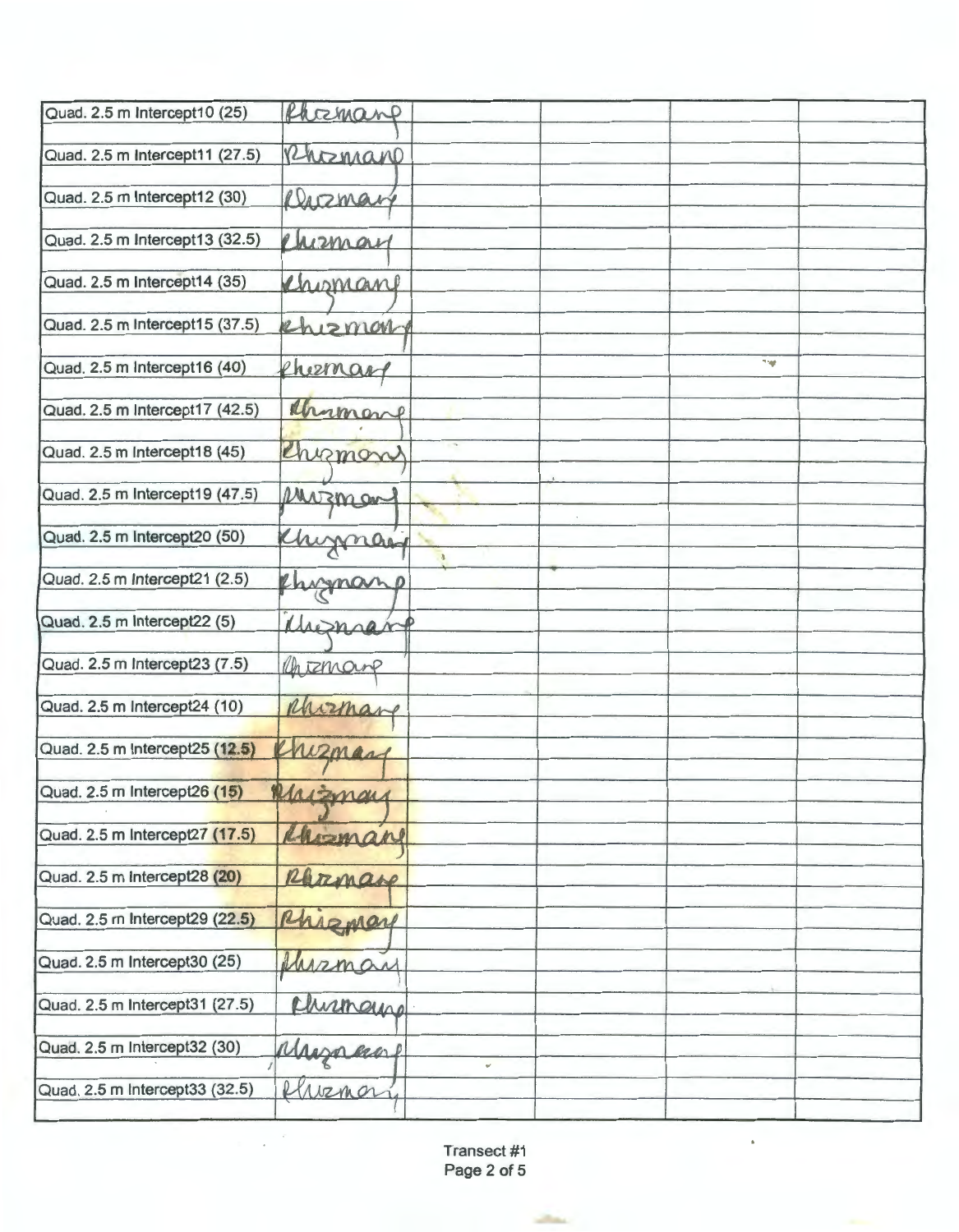| | | | | | |
|---|---|---|---|---|---|
| Quad. 2.5 m Intercept10 (25) | Rhizmanp | | | | |
| Quad. 2.5 m Intercept11 (27.5) | Rhizmanp | | | | |
| Quad. 2.5 m Intercept12 (30) | Rhizmanp | | | | |
| Quad. 2.5 m Intercept13 (32.5) | Rhizman | | | | |
| Quad. 2.5 m Intercept14 (35) | Rhizmanp | | | | |
| Quad. 2.5 m Intercept15 (37.5) | Rhizmanp | | | | |
| Quad. 2.5 m Intercept16 (40) | Rhizmanp | | | | |
| Quad. 2.5 m Intercept17 (42.5) | Rhizmanp | | | | |
| Quad. 2.5 m Intercept18 (45) | Rhizmanp | | | | |
| Quad. 2.5 m Intercept19 (47.5) | Rhizmanp | | | | |
| Quad. 2.5 m Intercept20 (50) | Rhizmanp | | | | |
| Quad. 2.5 m Intercept21 (2.5) | Rhizmanp | | | | |
| Quad. 2.5 m Intercept22 (5) | Rhizmanp | | | | |
| Quad. 2.5 m Intercept23 (7.5) | Rhizmanp | | | | |
| Quad. 2.5 m Intercept24 (10) | Rhizmanp | | | | |
| Quad. 2.5 m Intercept25 (12.5) | Rhizmanp | | | | |
| Quad. 2.5 m Intercept26 (15) | Rhizmanp | | | | |
| Quad. 2.5 m Intercept27 (17.5) | Rhizmanp | | | | |
| Quad. 2.5 m Intercept28 (20) | Rhizmanp | | | | |
| Quad. 2.5 m Intercept29 (22.5) | Rhizmanp | | | | |
| Quad. 2.5 m Intercept30 (25) | Rhizmanp | | | | |
| Quad. 2.5 m Intercept31 (27.5) | Rhizmanp | | | | |
| Quad. 2.5 m Intercept32 (30) | Rhizmanp | | | | |
| Quad. 2.5 m Intercept33 (32.5) | Rhizmanp | | | | |

Transect #1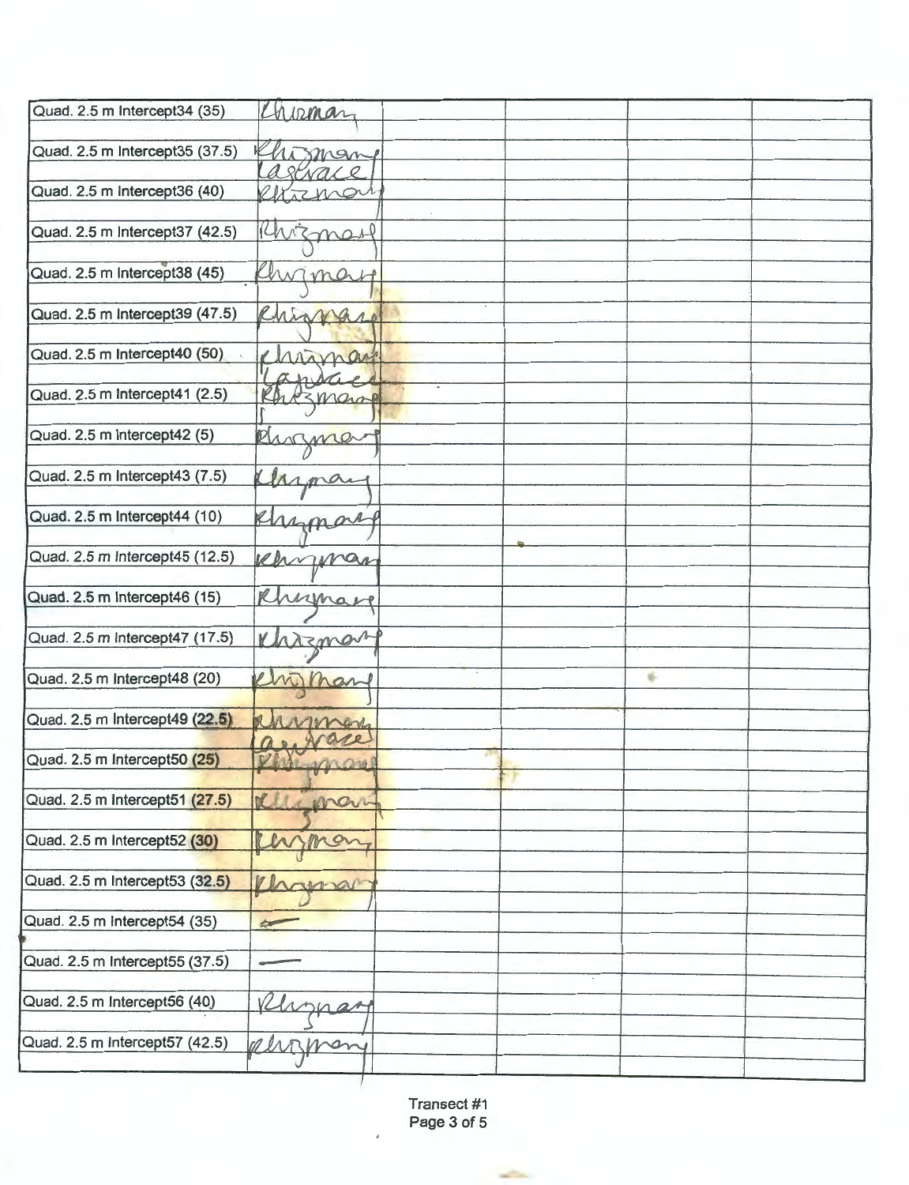| | | | | | |
|---|---|---|---|---|---|
| Quad. 2.5 m Intercept34 (35) | Rhizman | | | | |
| Quad. 2.5 m Intercept35 (37.5) | Rhizman<br>Lagrace | | | | |
| Quad. 2.5 m Intercept36 (40) | Rhizman | | | | |
| Quad. 2.5 m Intercept37 (42.5) | Rhizman | | | | |
| Quad. 2.5 m Intercept38 (45) | Rhizman | | | | |
| Quad. 2.5 m Intercept39 (47.5) | Rhizman | | | | |
| Quad. 2.5 m Intercept40 (50) | Rhizman<br>Lagrace | | | | |
| Quad. 2.5 m Intercept41 (2.5) | Rhizman | | | | |
| Quad. 2.5 m Intercept42 (5) | Rhizman | | | | |
| Quad. 2.5 m Intercept43 (7.5) | Rhizman | | | | |
| Quad. 2.5 m Intercept44 (10) | Rhizman | | | | |
| Quad. 2.5 m Intercept45 (12.5) | Rhizman | | | | |
| Quad. 2.5 m Intercept46 (15) | Rhizman | | | | |
| Quad. 2.5 m Intercept47 (17.5) | Rhizman | | | | |
| Quad. 2.5 m Intercept48 (20) | Rhizman | | | | |
| Quad. 2.5 m Intercept49 (22.5) | Rhizman<br>Lagrace | | | | |
| Quad. 2.5 m Intercept50 (25) | Rhizman | | | | |
| Quad. 2.5 m Intercept51 (27.5) | Rhizman | | | | |
| Quad. 2.5 m Intercept52 (30) | Rhizman | | | | |
| Quad. 2.5 m Intercept53 (32.5) | Rhizman | | | | |
| Quad. 2.5 m Intercept54 (35) | — | | | | |
| Quad. 2.5 m Intercept55 (37.5) | — | | | | |
| Quad. 2.5 m Intercept56 (40) | Rhizman | | | | |
| Quad. 2.5 m Intercept57 (42.5) | Rhizman | | | | |

Transect #1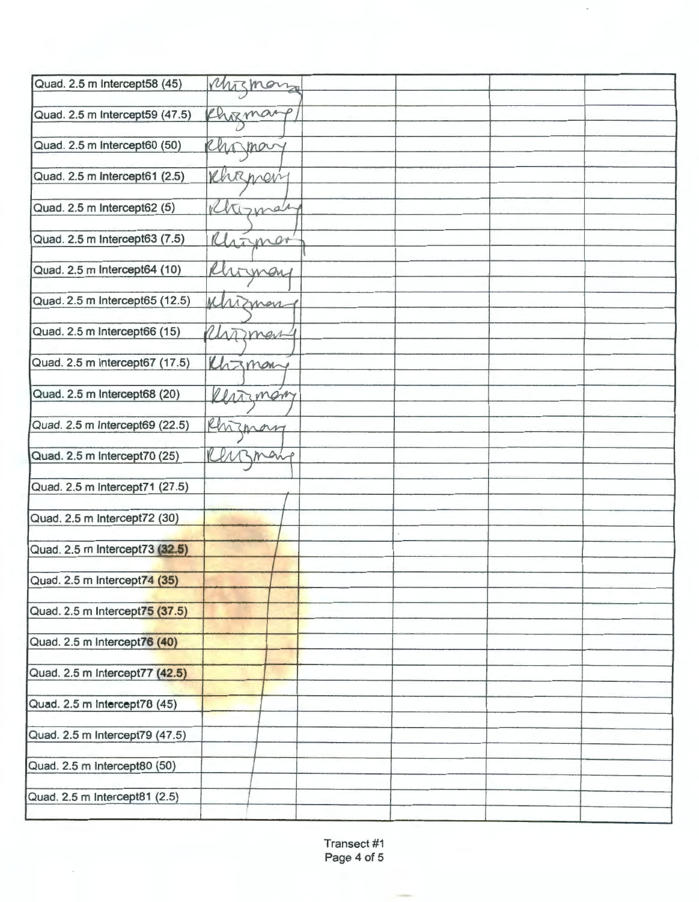| | | | | | |
|---|---|---|---|---|---|
| Quad. 2.5 m Intercept58 (45) | Rhizmany | | | | |
| Quad. 2.5 m Intercept59 (47.5) | Rhizmany | | | | |
| Quad. 2.5 m Intercept60 (50) | Rhizmany | | | | |
| Quad. 2.5 m Intercept61 (2.5) | Rhizmany | | | | |
| Quad. 2.5 m Intercept62 (5) | Rhizmany | | | | |
| Quad. 2.5 m Intercept63 (7.5) | Rhizmany | | | | |
| Quad. 2.5 m Intercept64 (10) | Rhizmany | | | | |
| Quad. 2.5 m Intercept65 (12.5) | Rhizmany | | | | |
| Quad. 2.5 m Intercept66 (15) | Rhizmany | | | | |
| Quad. 2.5 m Intercept67 (17.5) | Rhizmany | | | | |
| Quad. 2.5 m Intercept68 (20) | Rhizmany | | | | |
| Quad. 2.5 m Intercept69 (22.5) | Rhizmany | | | | |
| Quad. 2.5 m Intercept70 (25) | Rhizmany | | | | |
| Quad. 2.5 m Intercept71 (27.5) | | | | | |
| Quad. 2.5 m Intercept72 (30) | | | | | |
| Quad. 2.5 m Intercept73 (32.5) | | | | | |
| Quad. 2.5 m Intercept74 (35) | | | | | |
| Quad. 2.5 m Intercept75 (37.5) | | | | | |
| Quad. 2.5 m Intercept76 (40) | | | | | |
| Quad. 2.5 m Intercept77 (42.5) | | | | | |
| Quad. 2.5 m Intercept78 (45) | | | | | |
| Quad. 2.5 m Intercept79 (47.5) | | | | | |
| Quad. 2.5 m Intercept80 (50) | | | | | |
| Quad. 2.5 m Intercept81 (2.5) | | | | | |

Transect #1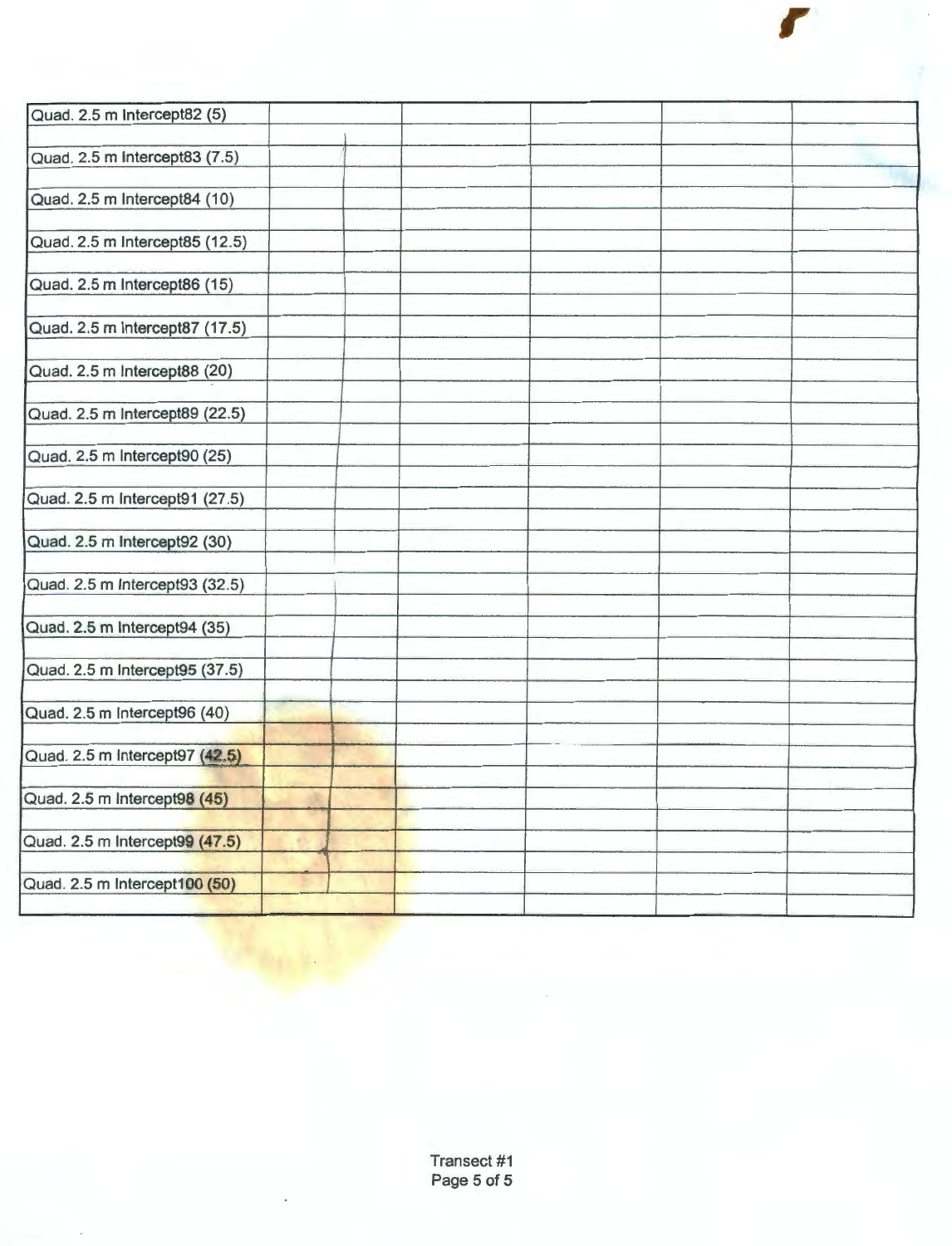| | | | | | |
|---|---|---|---|---|---|
| Quad. 2.5 m Intercept82 (5) | | | | | |
| | | | | | |
| Quad. 2.5 m Intercept83 (7.5) | | | | | |
| | | | | | |
| Quad. 2.5 m Intercept84 (10) | | | | | |
| | | | | | |
| Quad. 2.5 m Intercept85 (12.5) | | | | | |
| | | | | | |
| Quad. 2.5 m Intercept86 (15) | | | | | |
| | | | | | |
| Quad. 2.5 m Intercept87 (17.5) | | | | | |
| | | | | | |
| Quad. 2.5 m Intercept88 (20) | | | | | |
| | | | | | |
| Quad. 2.5 m Intercept89 (22.5) | | | | | |
| | | | | | |
| Quad. 2.5 m Intercept90 (25) | | | | | |
| | | | | | |
| Quad. 2.5 m Intercept91 (27.5) | | | | | |
| | | | | | |
| Quad. 2.5 m Intercept92 (30) | | | | | |
| | | | | | |
| Quad. 2.5 m Intercept93 (32.5) | | | | | |
| | | | | | |
| Quad. 2.5 m Intercept94 (35) | | | | | |
| | | | | | |
| Quad. 2.5 m Intercept95 (37.5) | | | | | |
| | | | | | |
| Quad. 2.5 m Intercept96 (40) | | | | | |
| | | | | | |
| Quad. 2.5 m Intercept97 (42.5) | | | | | |
| | | | | | |
| Quad. 2.5 m Intercept98 (45) | | | | | |
| | | | | | |
| Quad. 2.5 m Intercept99 (47.5) | | | | | |
| | | | | | |
| Quad. 2.5 m Intercept100 (50) | | | | | |
| | | | | | |

Transect #1